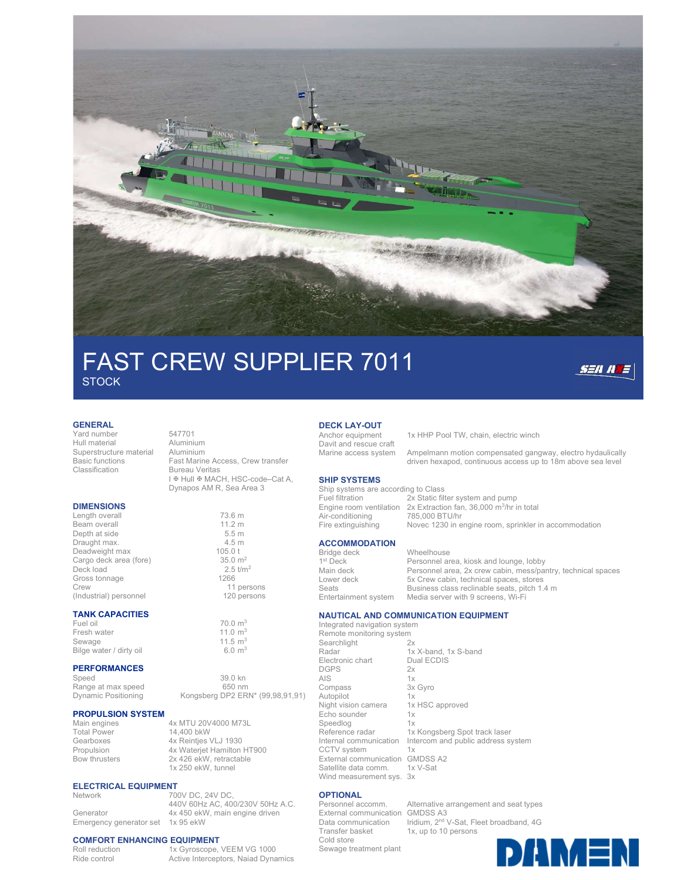# FAST CREW SUPPLIER 7011

STOCK

## GENERAL

| | |
|---|---|
| Yard number | 547701 |
| Hull material | Aluminium |
| Superstructure material | Aluminium |
| Basic functions | Fast Marine Access, Crew transfer |
| Classification | Bureau Veritas<br>I ✠ Hull ✠ MACH, HSC-code–Cat A, Dynapos AM R, Sea Area 3 |

## DIMENSIONS

| | |
|---|---|
| Length overall | 73.6 m |
| Beam overall | 11.2 m |
| Depth at side | 5.5 m |
| Draught max. | 4.5 m |
| Deadweight max | 105.0 t |
| Cargo deck area (fore) | 35.0 $m^2$ |
| Deck load | 2.5 $t/m^2$ |
| Gross tonnage | 1266 |
| Crew | 11 persons |
| (Industrial) personnel | 120 persons |

## TANK CAPACITIES

| | |
|---|---|
| Fuel oil | 70.0 $m^3$ |
| Fresh water | 11.0 $m^3$ |
| Sewage | 11.5 $m^3$ |
| Bilge water / dirty oil | 6.0 $m^3$ |

## PERFORMANCES

| | |
|---|---|
| Speed | 39.0 kn |
| Range at max speed | 650 nm |
| Dynamic Positioning | Kongsberg DP2 ERN* (99,98,91,91) |

## PROPULSION SYSTEM

| | |
|---|---|
| Main engines | 4x MTU 20V4000 M73L |
| Total Power | 14,400 bkW |
| Gearboxes | 4x Reintjes VLJ 1930 |
| Propulsion | 4x Waterjet Hamilton HT900 |
| Bow thrusters | 2x 426 ekW, retractable<br>1x 250 ekW, tunnel |

## ELECTRICAL EQUIPMENT

| | |
|---|---|
| Network | 700V DC, 24V DC,<br>440V 60Hz AC, 400/230V 50Hz A.C. |
| Generator | 4x 450 ekW, main engine driven |
| Emergency generator set | 1x 95 ekW |

## COMFORT ENHANCING EQUIPMENT

| | |
|---|---|
| Roll reduction | 1x Gyroscope, VEEM VG 1000 |
| Ride control | Active Interceptors, Naiad Dynamics |

## DECK LAY-OUT

| | |
|---|---|
| Anchor equipment | 1x HHP Pool TW, chain, electric winch |
| Davit and rescue craft | |
| Marine access system | Ampelmann motion compensated gangway, electro hydaulically driven hexapod, continuous access up to 18m above sea level |

## SHIP SYSTEMS

Ship systems are according to Class

| | |
|---|---|
| Fuel filtration | 2x Static filter system and pump |
| Engine room ventilation | 2x Extraction fan, 36,000 $m^3$/hr in total |
| Air-conditioning | 785,000 BTU/hr |
| Fire extinguishing | Novec 1230 in engine room, sprinkler in accommodation |

## ACCOMMODATION

| | |
|---|---|
| Bridge deck | Wheelhouse |
| 1st Deck | Personnel area, kiosk and lounge, lobby |
| Main deck | Personnel area, 2x crew cabin, mess/pantry, technical spaces |
| Lower deck | 5x Crew cabin, technical spaces, stores |
| Seats | Business class reclinable seats, pitch 1.4 m |
| Entertainment system | Media server with 9 screens, Wi-Fi |

## NAUTICAL AND COMMUNICATION EQUIPMENT

| | |
|---|---|
| Integrated navigation system | |
| Remote monitoring system | |
| Searchlight | 2x |
| Radar | 1x X-band, 1x S-band |
| Electronic chart | Dual ECDIS |
| DGPS | 2x |
| AIS | 1x |
| Compass | 3x Gyro |
| Autopilot | 1x |
| Night vision camera | 1x HSC approved |
| Echo sounder | 1x |
| Speedlog | 1x |
| Reference radar | 1x Kongsberg Spot track laser |
| Internal communication | Intercom and public address system |
| CCTV system | 1x |
| External communication | GMDSS A2 |
| Satellite data comm. | 1x V-Sat |
| Wind measurement sys. | 3x |

## OPTIONAL

| | |
|---|---|
| Personnel accomm. | Alternative arrangement and seat types |
| External communication | GMDSS A3 |
| Data communication | Iridium, 2nd V-Sat, Fleet broadband, 4G |
| Transfer basket | 1x, up to 10 persons |
| Cold store | |
| Sewage treatment plant | |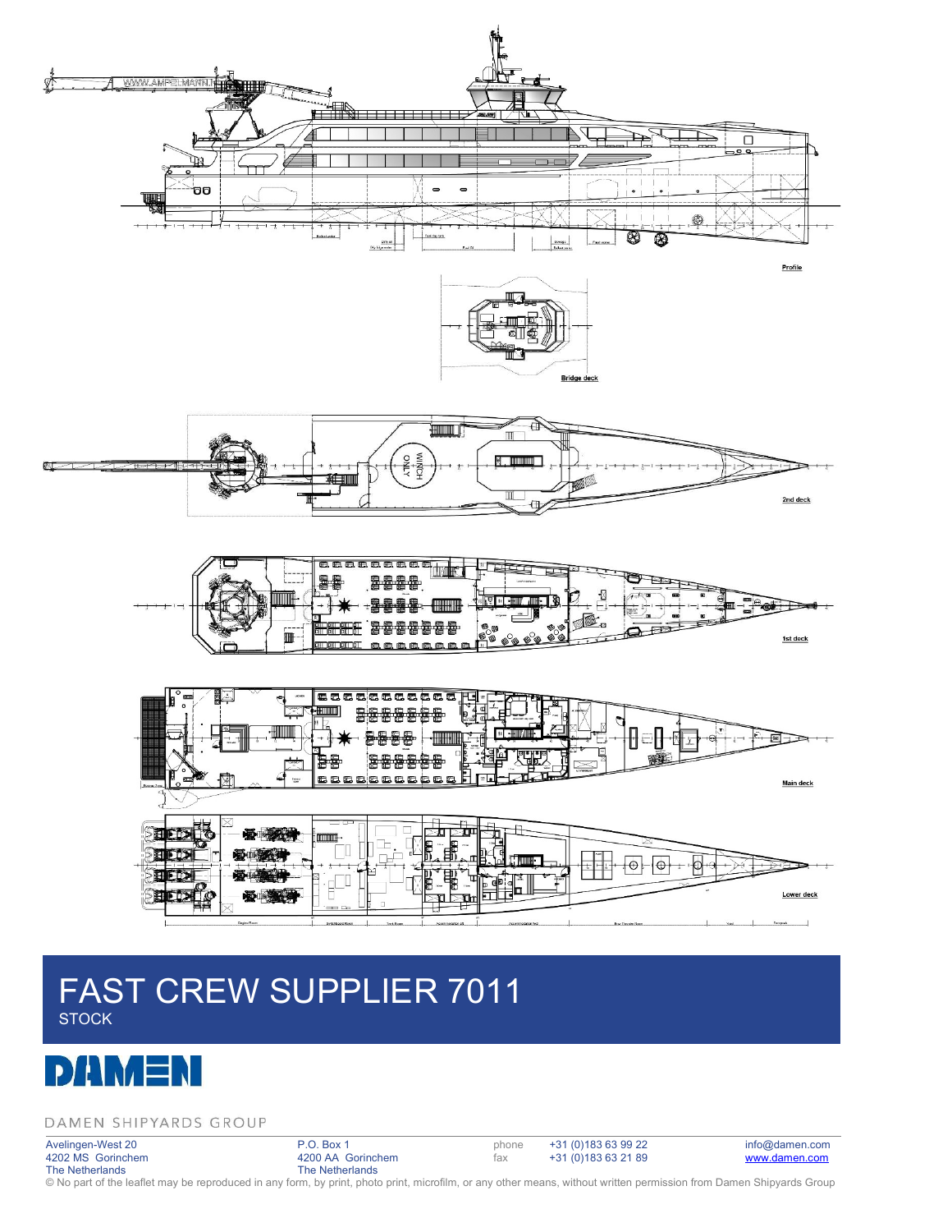Profile

Bridge deck

WINCH ONLY

2nd deck

1st deck

Main deck

Lower deck

# FAST CREW SUPPLIER 7011

STOCK

DAMEN

DAMEN SHIPYARDS GROUP

Avelingen-West 20
4202 MS Gorinchem
The Netherlands

P.O. Box 1
4200 AA Gorinchem
The Netherlands

phone +31 (0)183 63 99 22
fax +31 (0)183 63 21 89

info@damen.com
www.damen.com

© No part of the leaflet may be reproduced in any form, by print, photo print, microfilm, or any other means, without written permission from Damen Shipyards Group